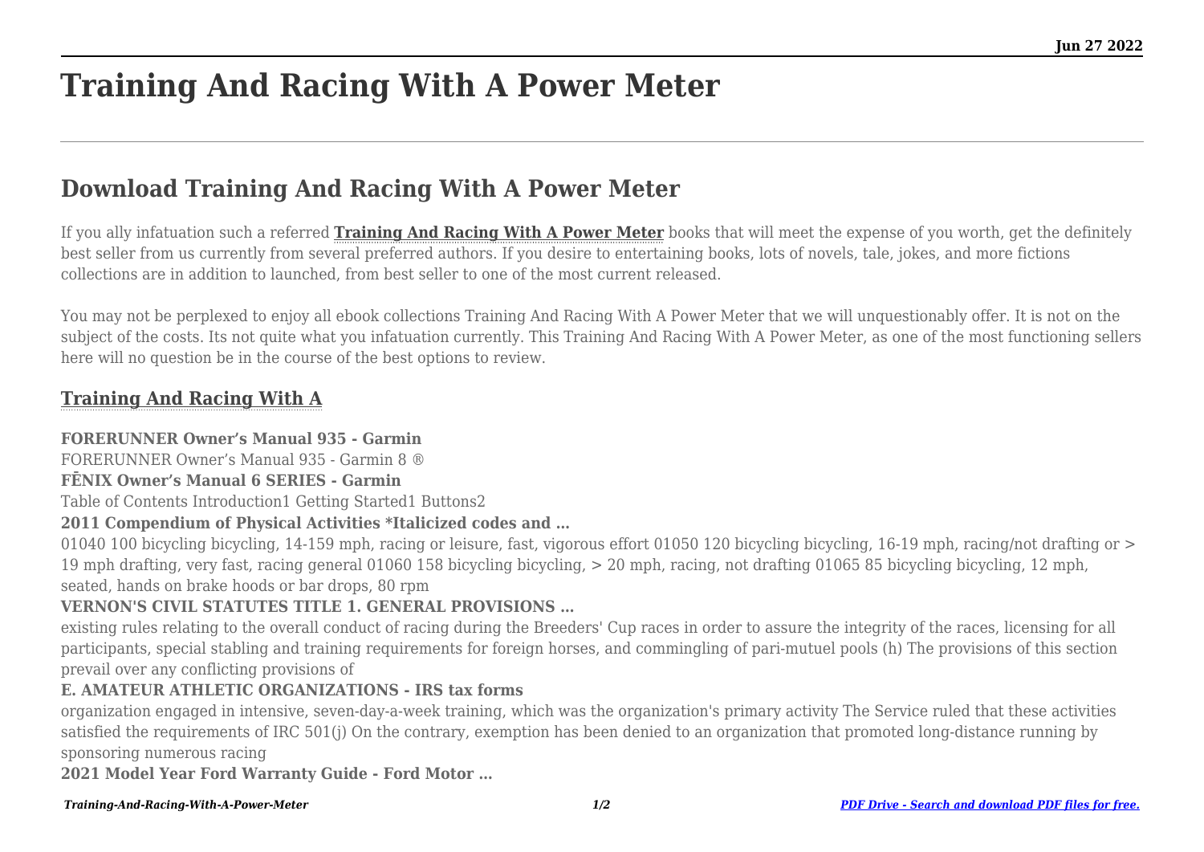# Training And Racing With A Power Meter

## Download Training And Racing With A Power Meter

If you ally infatuation such a referred **Training And Racing With A Power Meter** books that will meet the expense of you worth, get the definitely best seller from us currently from several preferred authors. If you desire to entertaining books, lots of novels, tale, jokes, and more fictions collections are in addition to launched, from best seller to one of the most current released.

You may not be perplexed to enjoy all ebook collections Training And Racing With A Power Meter that we will unquestionably offer. It is not on the subject of the costs. Its not quite what you infatuation currently. This Training And Racing With A Power Meter, as one of the most functioning sellers here will no question be in the course of the best options to review.

### Training And Racing With A

**FORERUNNER Owner's Manual 935 - Garmin**

FORERUNNER Owner's Manual 935 - Garmin 8 ®

**FĒNIX Owner's Manual 6 SERIES - Garmin**

Table of Contents Introduction1 Getting Started1 Buttons2

**2011 Compendium of Physical Activities *Italicized codes and …**

01040 100 bicycling bicycling, 14-159 mph, racing or leisure, fast, vigorous effort 01050 120 bicycling bicycling, 16-19 mph, racing/not drafting or > 19 mph drafting, very fast, racing general 01060 158 bicycling bicycling, > 20 mph, racing, not drafting 01065 85 bicycling bicycling, 12 mph, seated, hands on brake hoods or bar drops, 80 rpm

**VERNON'S CIVIL STATUTES TITLE 1. GENERAL PROVISIONS …**

existing rules relating to the overall conduct of racing during the Breeders' Cup races in order to assure the integrity of the races, licensing for all participants, special stabling and training requirements for foreign horses, and commingling of pari-mutuel pools (h) The provisions of this section prevail over any conflicting provisions of

**E. AMATEUR ATHLETIC ORGANIZATIONS - IRS tax forms**

organization engaged in intensive, seven-day-a-week training, which was the organization's primary activity The Service ruled that these activities satisfied the requirements of IRC 501(j) On the contrary, exemption has been denied to an organization that promoted long-distance running by sponsoring numerous racing

**2021 Model Year Ford Warranty Guide - Ford Motor …**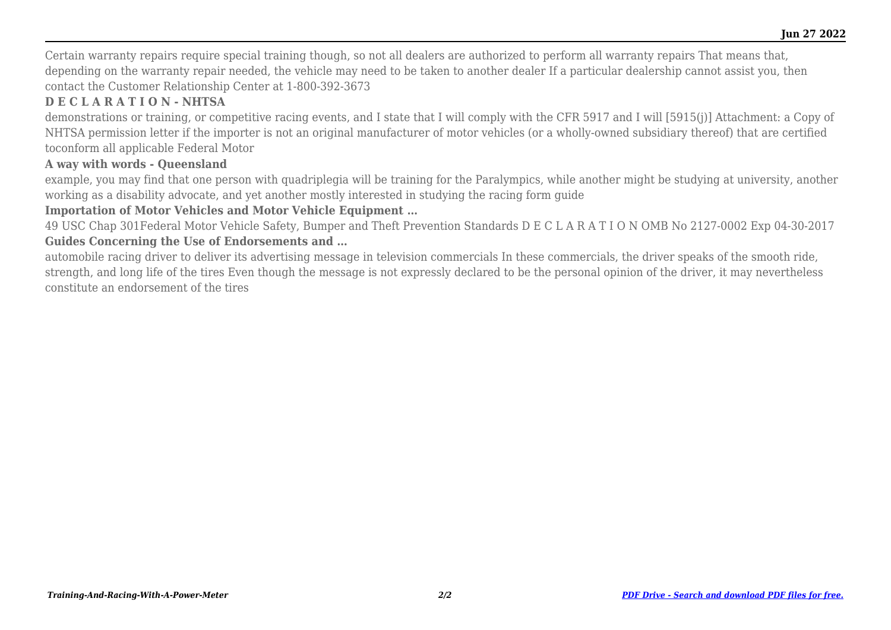Certain warranty repairs require special training though, so not all dealers are authorized to perform all warranty repairs That means that, depending on the warranty repair needed, the vehicle may need to be taken to another dealer If a particular dealership cannot assist you, then contact the Customer Relationship Center at 1-800-392-3673

**D E C L A R A T I O N - NHTSA**

demonstrations or training, or competitive racing events, and I state that I will comply with the CFR 5917 and I will [5915(j)] Attachment: a Copy of NHTSA permission letter if the importer is not an original manufacturer of motor vehicles (or a wholly-owned subsidiary thereof) that are certified toconform all applicable Federal Motor

**A way with words - Queensland**

example, you may find that one person with quadriplegia will be training for the Paralympics, while another might be studying at university, another working as a disability advocate, and yet another mostly interested in studying the racing form guide

**Importation of Motor Vehicles and Motor Vehicle Equipment …**

49 USC Chap 301Federal Motor Vehicle Safety, Bumper and Theft Prevention Standards D E C L A R A T I O N OMB No 2127-0002 Exp 04-30-2017

**Guides Concerning the Use of Endorsements and …**

automobile racing driver to deliver its advertising message in television commercials In these commercials, the driver speaks of the smooth ride, strength, and long life of the tires Even though the message is not expressly declared to be the personal opinion of the driver, it may nevertheless constitute an endorsement of the tires